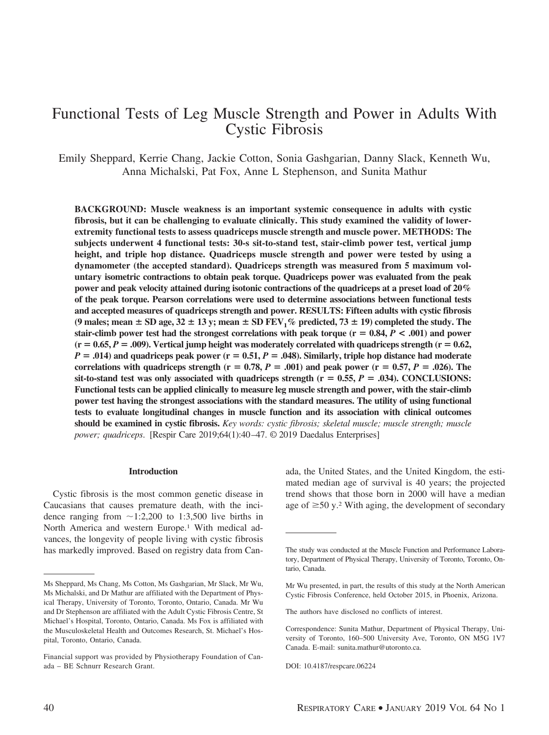# Functional Tests of Leg Muscle Strength and Power in Adults With Cystic Fibrosis

Emily Sheppard, Kerrie Chang, Jackie Cotton, Sonia Gashgarian, Danny Slack, Kenneth Wu, Anna Michalski, Pat Fox, Anne L Stephenson, and Sunita Mathur

**BACKGROUND: Muscle weakness is an important systemic consequence in adults with cystic fibrosis, but it can be challenging to evaluate clinically. This study examined the validity of lower-extremity functional tests to assess quadriceps muscle strength and muscle power. METHODS: The subjects underwent 4 functional tests: 30-s sit-to-stand test, stair-climb power test, vertical jump height, and triple hop distance. Quadriceps muscle strength and power were tested by using a dynamometer (the accepted standard). Quadriceps strength was measured from 5 maximum voluntary isometric contractions to obtain peak torque. Quadriceps power was evaluated from the peak power and peak velocity attained during isotonic contractions of the quadriceps at a preset load of 20% of the peak torque. Pearson correlations were used to determine associations between functional tests and accepted measures of quadriceps strength and power. RESULTS: Fifteen adults with cystic fibrosis (9 males; mean ± SD age, 32 ± 13 y; mean ± SD $FEV_1$% predicted, 73 ± 19) completed the study. The stair-climb power test had the strongest correlations with peak torque (r = 0.84, $P < .001$) and power (r = 0.65, $P = .009$). Vertical jump height was moderately correlated with quadriceps strength (r = 0.62, $P = .014$) and quadriceps peak power (r = 0.51, $P = .048$). Similarly, triple hop distance had moderate correlations with quadriceps strength (r = 0.78, $P = .001$) and peak power (r = 0.57, $P = .026$). The sit-to-stand test was only associated with quadriceps strength (r = 0.55, $P = .034$). CONCLUSIONS: Functional tests can be applied clinically to measure leg muscle strength and power, with the stair-climb power test having the strongest associations with the standard measures. The utility of using functional tests to evaluate longitudinal changes in muscle function and its association with clinical outcomes should be examined in cystic fibrosis.** *Key words: cystic fibrosis; skeletal muscle; muscle strength; muscle power; quadriceps.* [Respir Care 2019;64(1):40–47. © 2019 Daedalus Enterprises]

## Introduction

Cystic fibrosis is the most common genetic disease in Caucasians that causes premature death, with the incidence ranging from ~1:2,200 to 1:3,500 live births in North America and western Europe.[1] With medical advances, the longevity of people living with cystic fibrosis has markedly improved. Based on registry data from Canada, the United States, and the United Kingdom, the estimated median age of survival is 40 years; the projected trend shows that those born in 2000 will have a median age of ≥50 y.[2] With aging, the development of secondary

---

Ms Sheppard, Ms Chang, Ms Cotton, Ms Gashgarian, Mr Slack, Mr Wu, Ms Michalski, and Dr Mathur are affiliated with the Department of Physical Therapy, University of Toronto, Toronto, Ontario, Canada. Mr Wu and Dr Stephenson are affiliated with the Adult Cystic Fibrosis Centre, St Michael's Hospital, Toronto, Ontario, Canada. Ms Fox is affiliated with the Musculoskeletal Health and Outcomes Research, St. Michael's Hospital, Toronto, Ontario, Canada.

Financial support was provided by Physiotherapy Foundation of Canada – BE Schnurr Research Grant.

The study was conducted at the Muscle Function and Performance Laboratory, Department of Physical Therapy, University of Toronto, Toronto, Ontario, Canada.

Mr Wu presented, in part, the results of this study at the North American Cystic Fibrosis Conference, held October 2015, in Phoenix, Arizona.

The authors have disclosed no conflicts of interest.

Correspondence: Sunita Mathur, Department of Physical Therapy, University of Toronto, 160–500 University Ave, Toronto, ON M5G 1V7 Canada. E-mail: sunita.mathur@utoronto.ca.

DOI: 10.4187/respcare.06224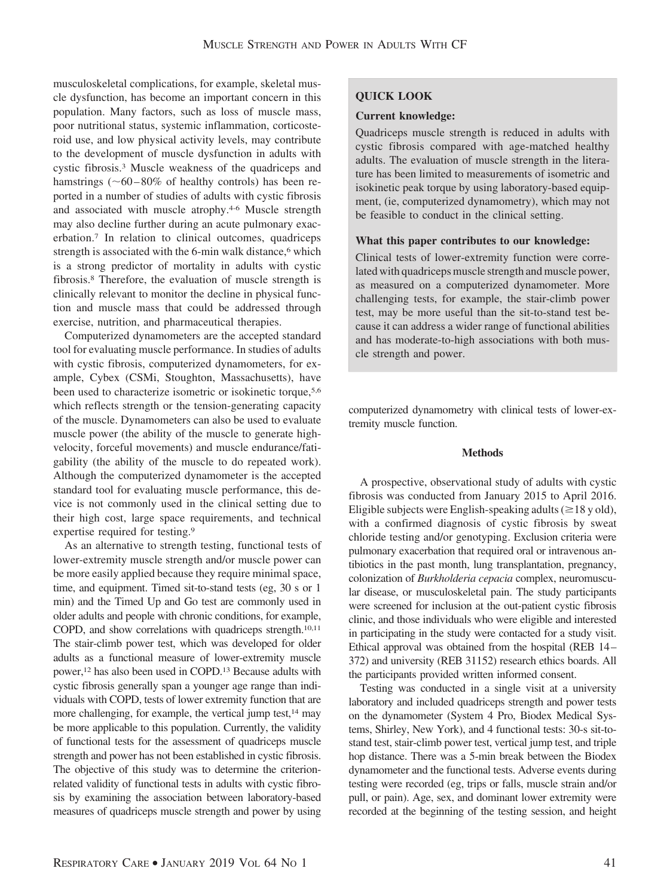musculoskeletal complications, for example, skeletal muscle dysfunction, has become an important concern in this population. Many factors, such as loss of muscle mass, poor nutritional status, systemic inflammation, corticosteroid use, and low physical activity levels, may contribute to the development of muscle dysfunction in adults with cystic fibrosis.[3] Muscle weakness of the quadriceps and hamstrings (~60–80% of healthy controls) has been reported in a number of studies of adults with cystic fibrosis and associated with muscle atrophy.[4-6] Muscle strength may also decline further during an acute pulmonary exacerbation.[7] In relation to clinical outcomes, quadriceps strength is associated with the 6-min walk distance,[6] which is a strong predictor of mortality in adults with cystic fibrosis.[8] Therefore, the evaluation of muscle strength is clinically relevant to monitor the decline in physical function and muscle mass that could be addressed through exercise, nutrition, and pharmaceutical therapies.

Computerized dynamometers are the accepted standard tool for evaluating muscle performance. In studies of adults with cystic fibrosis, computerized dynamometers, for example, Cybex (CSMi, Stoughton, Massachusetts), have been used to characterize isometric or isokinetic torque,[5,6] which reflects strength or the tension-generating capacity of the muscle. Dynamometers can also be used to evaluate muscle power (the ability of the muscle to generate high-velocity, forceful movements) and muscle endurance/fatigability (the ability of the muscle to do repeated work). Although the computerized dynamometer is the accepted standard tool for evaluating muscle performance, this device is not commonly used in the clinical setting due to their high cost, large space requirements, and technical expertise required for testing.[9]

As an alternative to strength testing, functional tests of lower-extremity muscle strength and/or muscle power can be more easily applied because they require minimal space, time, and equipment. Timed sit-to-stand tests (eg, 30 s or 1 min) and the Timed Up and Go test are commonly used in older adults and people with chronic conditions, for example, COPD, and show correlations with quadriceps strength.[10,11] The stair-climb power test, which was developed for older adults as a functional measure of lower-extremity muscle power,[12] has also been used in COPD.[13] Because adults with cystic fibrosis generally span a younger age range than individuals with COPD, tests of lower extremity function that are more challenging, for example, the vertical jump test,[14] may be more applicable to this population. Currently, the validity of functional tests for the assessment of quadriceps muscle strength and power has not been established in cystic fibrosis. The objective of this study was to determine the criterion-related validity of functional tests in adults with cystic fibrosis by examining the association between laboratory-based measures of quadriceps muscle strength and power by using computerized dynamometry with clinical tests of lower-extremity muscle function.

> **QUICK LOOK**
>
> **Current knowledge:**
>
> Quadriceps muscle strength is reduced in adults with cystic fibrosis compared with age-matched healthy adults. The evaluation of muscle strength in the literature has been limited to measurements of isometric and isokinetic peak torque by using laboratory-based equipment, (ie, computerized dynamometry), which may not be feasible to conduct in the clinical setting.
>
> **What this paper contributes to our knowledge:**
>
> Clinical tests of lower-extremity function were correlated with quadriceps muscle strength and muscle power, as measured on a computerized dynamometer. More challenging tests, for example, the stair-climb power test, may be more useful than the sit-to-stand test because it can address a wider range of functional abilities and has moderate-to-high associations with both muscle strength and power.

## Methods

A prospective, observational study of adults with cystic fibrosis was conducted from January 2015 to April 2016. Eligible subjects were English-speaking adults (≥18 y old), with a confirmed diagnosis of cystic fibrosis by sweat chloride testing and/or genotyping. Exclusion criteria were pulmonary exacerbation that required oral or intravenous antibiotics in the past month, lung transplantation, pregnancy, colonization of *Burkholderia cepacia* complex, neuromuscular disease, or musculoskeletal pain. The study participants were screened for inclusion at the out-patient cystic fibrosis clinic, and those individuals who were eligible and interested in participating in the study were contacted for a study visit. Ethical approval was obtained from the hospital (REB 14–372) and university (REB 31152) research ethics boards. All the participants provided written informed consent.

Testing was conducted in a single visit at a university laboratory and included quadriceps strength and power tests on the dynamometer (System 4 Pro, Biodex Medical Systems, Shirley, New York), and 4 functional tests: 30-s sit-to-stand test, stair-climb power test, vertical jump test, and triple hop distance. There was a 5-min break between the Biodex dynamometer and the functional tests. Adverse events during testing were recorded (eg, trips or falls, muscle strain and/or pull, or pain). Age, sex, and dominant lower extremity were recorded at the beginning of the testing session, and height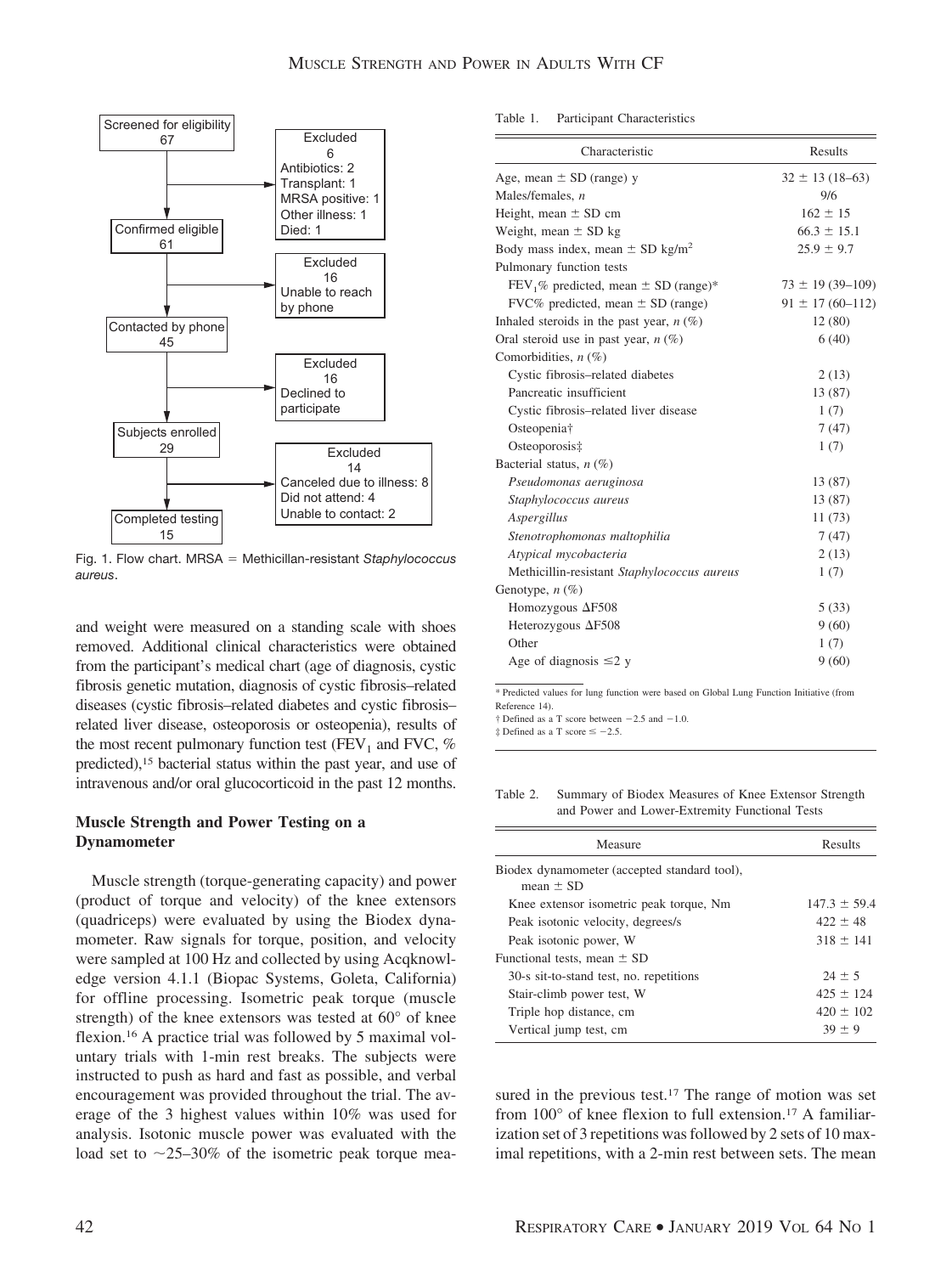Screened for eligibility 67 → Excluded 6 (Antibiotics: 2; Transplant: 1; MRSA positive: 1; Other illness: 1; Died: 1)

Confirmed eligible 61 → Excluded 16 (Unable to reach by phone)

Contacted by phone 45 → Excluded 16 (Declined to participate)

Subjects enrolled 29 → Excluded 14 (Canceled due to illness: 8; Did not attend: 4; Unable to contact: 2)

Completed testing 15

Fig. 1. Flow chart. MRSA = Methicillan-resistant *Staphylococcus aureus*.

and weight were measured on a standing scale with shoes removed. Additional clinical characteristics were obtained from the participant's medical chart (age of diagnosis, cystic fibrosis genetic mutation, diagnosis of cystic fibrosis–related diseases (cystic fibrosis–related diabetes and cystic fibrosis–related liver disease, osteoporosis or osteopenia), results of the most recent pulmonary function test ($FEV_1$ and FVC, % predicted),[15] bacterial status within the past year, and use of intravenous and/or oral glucocorticoid in the past 12 months.

### Muscle Strength and Power Testing on a Dynamometer

Muscle strength (torque-generating capacity) and power (product of torque and velocity) of the knee extensors (quadriceps) were evaluated by using the Biodex dynamometer. Raw signals for torque, position, and velocity were sampled at 100 Hz and collected by using Acqknowledge version 4.1.1 (Biopac Systems, Goleta, California) for offline processing. Isometric peak torque (muscle strength) of the knee extensors was tested at 60° of knee flexion.[16] A practice trial was followed by 5 maximal voluntary trials with 1-min rest breaks. The subjects were instructed to push as hard and fast as possible, and verbal encouragement was provided throughout the trial. The average of the 3 highest values within 10% was used for analysis. Isotonic muscle power was evaluated with the load set to ~25–30% of the isometric peak torque measured in the previous test.[17] The range of motion was set from 100° of knee flexion to full extension.[17] A familiarization set of 3 repetitions was followed by 2 sets of 10 maximal repetitions, with a 2-min rest between sets. The mean

Table 1. Participant Characteristics

| Characteristic | Results |
|---|---|
| Age, mean ± SD (range) y | 32 ± 13 (18–63) |
| Males/females, *n* | 9/6 |
| Height, mean ± SD cm | 162 ± 15 |
| Weight, mean ± SD kg | 66.3 ± 15.1 |
| Body mass index, mean ± SD kg/m$^2$ | 25.9 ± 9.7 |
| Pulmonary function tests | |
| $FEV_1$% predicted, mean ± SD (range)* | 73 ± 19 (39–109) |
| FVC% predicted, mean ± SD (range) | 91 ± 17 (60–112) |
| Inhaled steroids in the past year, *n* (%) | 12 (80) |
| Oral steroid use in past year, *n* (%) | 6 (40) |
| Comorbidities, *n* (%) | |
| Cystic fibrosis–related diabetes | 2 (13) |
| Pancreatic insufficient | 13 (87) |
| Cystic fibrosis–related liver disease | 1 (7) |
| Osteopenia† | 7 (47) |
| Osteoporosis‡ | 1 (7) |
| Bacterial status, *n* (%) | |
| *Pseudomonas aeruginosa* | 13 (87) |
| *Staphylococcus aureus* | 13 (87) |
| *Aspergillus* | 11 (73) |
| *Stenotrophomonas maltophilia* | 7 (47) |
| *Atypical mycobacteria* | 2 (13) |
| Methicillin-resistant *Staphylococcus aureus* | 1 (7) |
| Genotype, *n* (%) | |
| Homozygous ΔF508 | 5 (33) |
| Heterozygous ΔF508 | 9 (60) |
| Other | 1 (7) |
| Age of diagnosis ≤2 y | 9 (60) |

\* Predicted values for lung function were based on Global Lung Function Initiative (from Reference 14).
† Defined as a T score between −2.5 and −1.0.
‡ Defined as a T score ≤ −2.5.

Table 2. Summary of Biodex Measures of Knee Extensor Strength and Power and Lower-Extremity Functional Tests

| Measure | Results |
|---|---|
| Biodex dynamometer (accepted standard tool), mean ± SD | |
| Knee extensor isometric peak torque, Nm | 147.3 ± 59.4 |
| Peak isotonic velocity, degrees/s | 422 ± 48 |
| Peak isotonic power, W | 318 ± 141 |
| Functional tests, mean ± SD | |
| 30-s sit-to-stand test, no. repetitions | 24 ± 5 |
| Stair-climb power test, W | 425 ± 124 |
| Triple hop distance, cm | 420 ± 102 |
| Vertical jump test, cm | 39 ± 9 |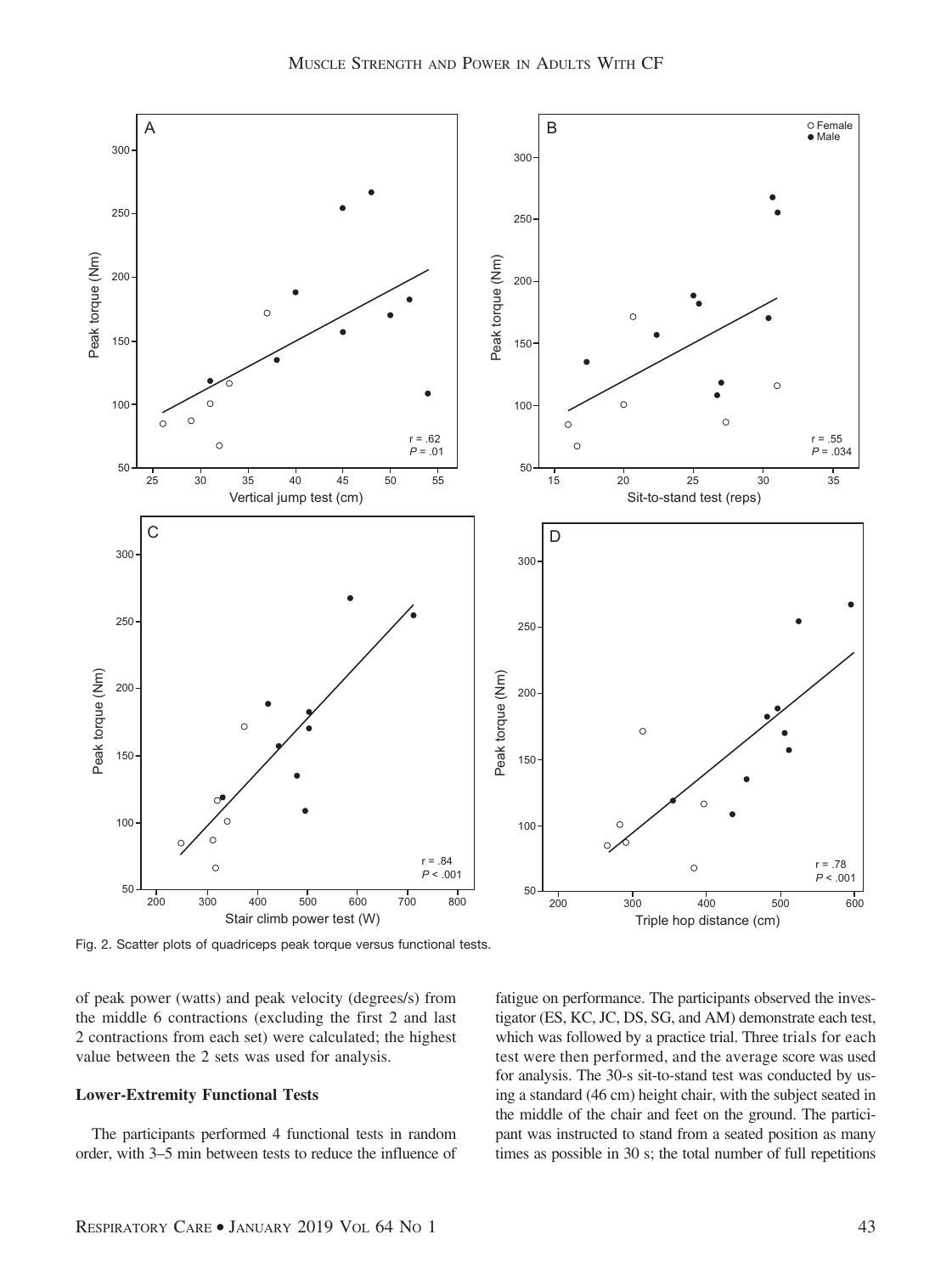Fig. 2. Scatter plots of quadriceps peak torque versus functional tests.

of peak power (watts) and peak velocity (degrees/s) from the middle 6 contractions (excluding the first 2 and last 2 contractions from each set) were calculated; the highest value between the 2 sets was used for analysis.

### Lower-Extremity Functional Tests

The participants performed 4 functional tests in random order, with 3–5 min between tests to reduce the influence of fatigue on performance. The participants observed the investigator (ES, KC, JC, DS, SG, and AM) demonstrate each test, which was followed by a practice trial. Three trials for each test were then performed, and the average score was used for analysis. The 30-s sit-to-stand test was conducted by using a standard (46 cm) height chair, with the subject seated in the middle of the chair and feet on the ground. The participant was instructed to stand from a seated position as many times as possible in 30 s; the total number of full repetitions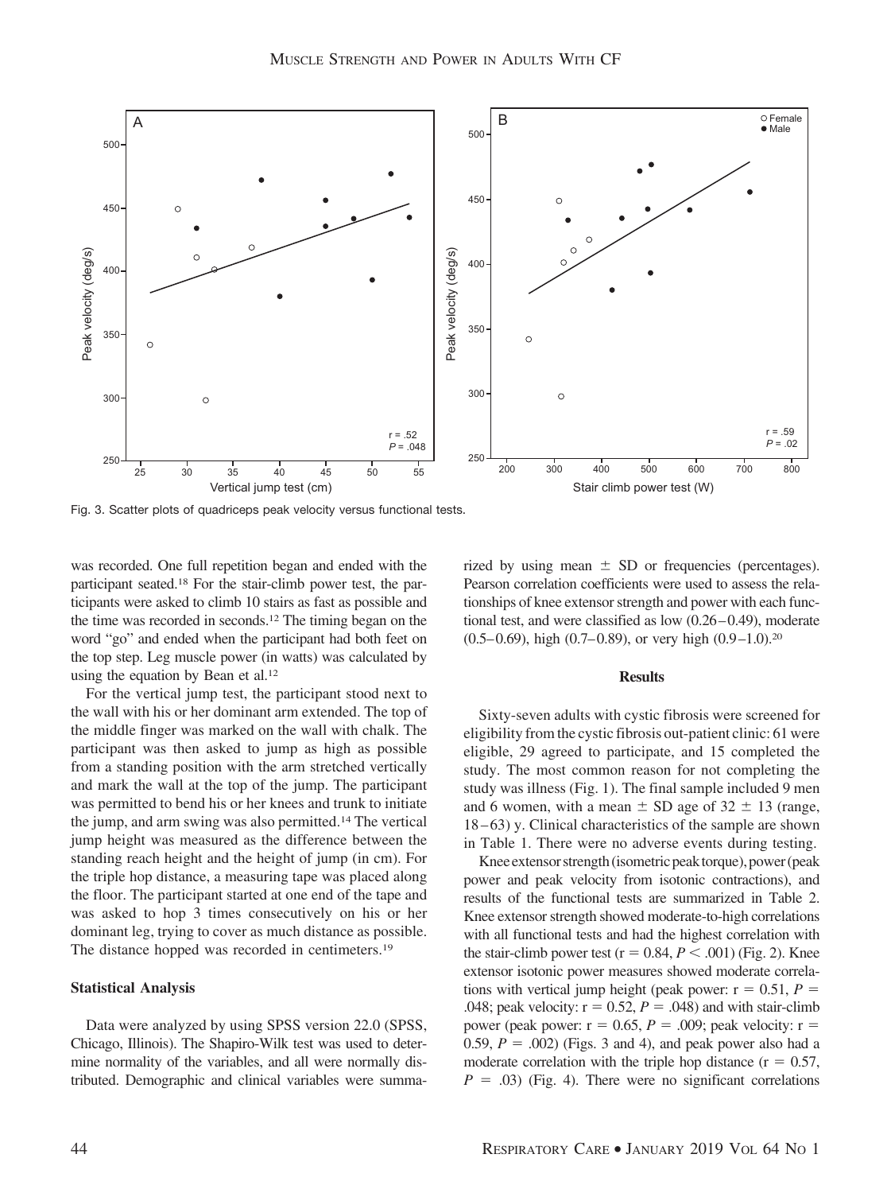Fig. 3. Scatter plots of quadriceps peak velocity versus functional tests.

was recorded. One full repetition began and ended with the participant seated.[18] For the stair-climb power test, the participants were asked to climb 10 stairs as fast as possible and the time was recorded in seconds.[12] The timing began on the word "go" and ended when the participant had both feet on the top step. Leg muscle power (in watts) was calculated by using the equation by Bean et al.[12]

For the vertical jump test, the participant stood next to the wall with his or her dominant arm extended. The top of the middle finger was marked on the wall with chalk. The participant was then asked to jump as high as possible from a standing position with the arm stretched vertically and mark the wall at the top of the jump. The participant was permitted to bend his or her knees and trunk to initiate the jump, and arm swing was also permitted.[14] The vertical jump height was measured as the difference between the standing reach height and the height of jump (in cm). For the triple hop distance, a measuring tape was placed along the floor. The participant started at one end of the tape and was asked to hop 3 times consecutively on his or her dominant leg, trying to cover as much distance as possible. The distance hopped was recorded in centimeters.[19]

### Statistical Analysis

Data were analyzed by using SPSS version 22.0 (SPSS, Chicago, Illinois). The Shapiro-Wilk test was used to determine normality of the variables, and all were normally distributed. Demographic and clinical variables were summarized by using mean ± SD or frequencies (percentages). Pearson correlation coefficients were used to assess the relationships of knee extensor strength and power with each functional test, and were classified as low (0.26–0.49), moderate (0.5–0.69), high (0.7–0.89), or very high (0.9–1.0).[20]

## Results

Sixty-seven adults with cystic fibrosis were screened for eligibility from the cystic fibrosis out-patient clinic: 61 were eligible, 29 agreed to participate, and 15 completed the study. The most common reason for not completing the study was illness (Fig. 1). The final sample included 9 men and 6 women, with a mean ± SD age of 32 ± 13 (range, 18–63) y. Clinical characteristics of the sample are shown in Table 1. There were no adverse events during testing.

Knee extensor strength (isometric peak torque), power (peak power and peak velocity from isotonic contractions), and results of the functional tests are summarized in Table 2. Knee extensor strength showed moderate-to-high correlations with all functional tests and had the highest correlation with the stair-climb power test ($r = 0.84$, $P < .001$) (Fig. 2). Knee extensor isotonic power measures showed moderate correlations with vertical jump height (peak power: $r = 0.51$, $P = .048$; peak velocity: $r = 0.52$, $P = .048$) and with stair-climb power (peak power: $r = 0.65$, $P = .009$; peak velocity: $r = 0.59$, $P = .002$) (Figs. 3 and 4), and peak power also had a moderate correlation with the triple hop distance ($r = 0.57$, $P = .03$) (Fig. 4). There were no significant correlations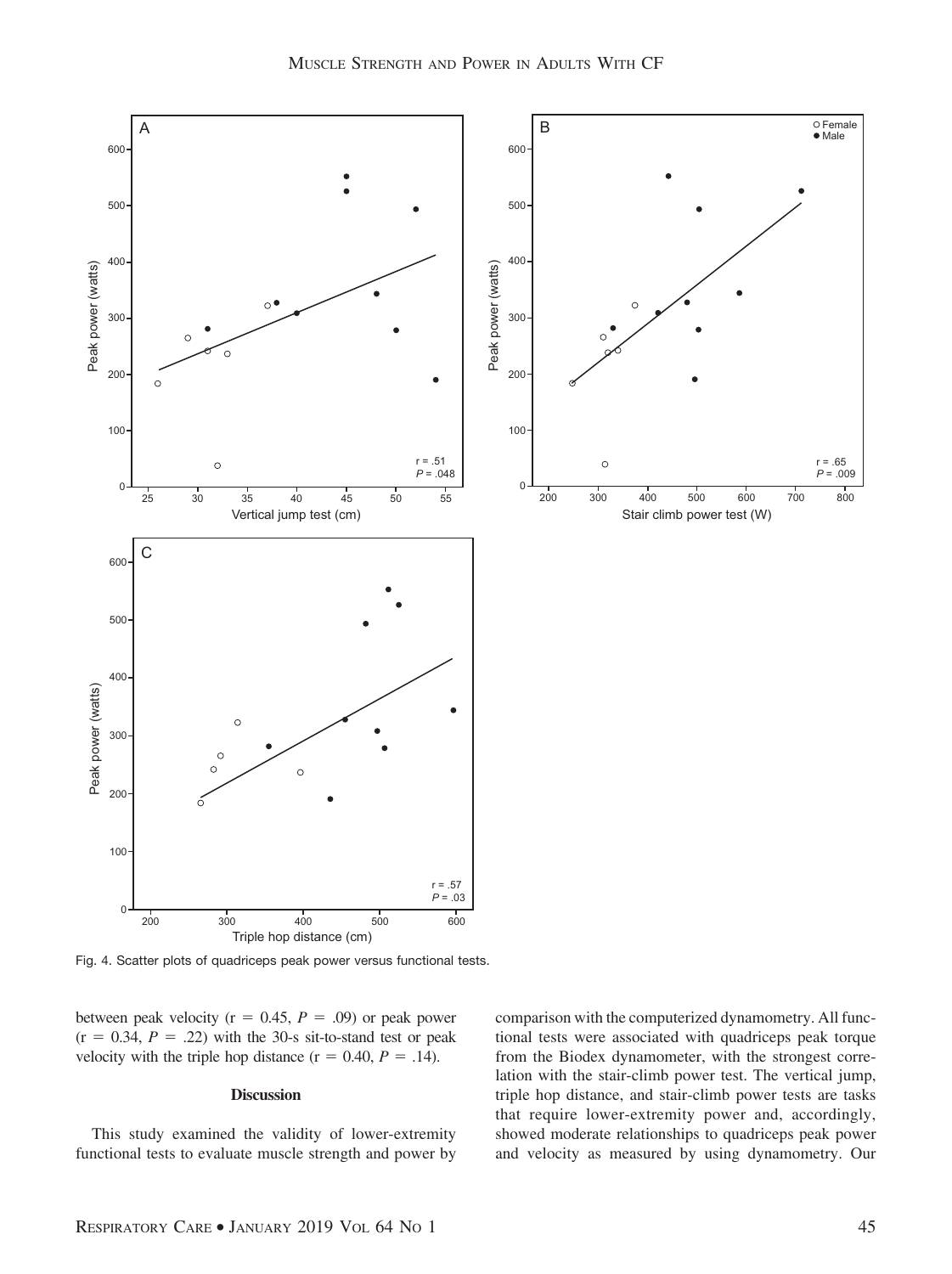Fig. 4. Scatter plots of quadriceps peak power versus functional tests.

between peak velocity (r = 0.45, $P$ = .09) or peak power (r = 0.34, $P$ = .22) with the 30-s sit-to-stand test or peak velocity with the triple hop distance (r = 0.40, $P$ = .14).

## Discussion

This study examined the validity of lower-extremity functional tests to evaluate muscle strength and power by comparison with the computerized dynamometry. All functional tests were associated with quadriceps peak torque from the Biodex dynamometer, with the strongest correlation with the stair-climb power test. The vertical jump, triple hop distance, and stair-climb power tests are tasks that require lower-extremity power and, accordingly, showed moderate relationships to quadriceps peak power and velocity as measured by using dynamometry. Our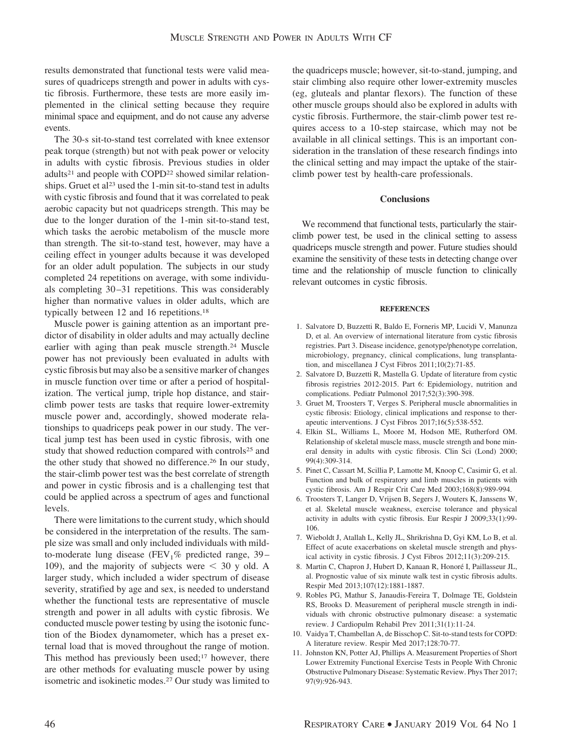results demonstrated that functional tests were valid measures of quadriceps strength and power in adults with cystic fibrosis. Furthermore, these tests are more easily implemented in the clinical setting because they require minimal space and equipment, and do not cause any adverse events.

The 30-s sit-to-stand test correlated with knee extensor peak torque (strength) but not with peak power or velocity in adults with cystic fibrosis. Previous studies in older adults[21] and people with COPD[22] showed similar relationships. Gruet et al[23] used the 1-min sit-to-stand test in adults with cystic fibrosis and found that it was correlated to peak aerobic capacity but not quadriceps strength. This may be due to the longer duration of the 1-min sit-to-stand test, which tasks the aerobic metabolism of the muscle more than strength. The sit-to-stand test, however, may have a ceiling effect in younger adults because it was developed for an older adult population. The subjects in our study completed 24 repetitions on average, with some individuals completing 30–31 repetitions. This was considerably higher than normative values in older adults, which are typically between 12 and 16 repetitions.[18]

Muscle power is gaining attention as an important predictor of disability in older adults and may actually decline earlier with aging than peak muscle strength.[24] Muscle power has not previously been evaluated in adults with cystic fibrosis but may also be a sensitive marker of changes in muscle function over time or after a period of hospitalization. The vertical jump, triple hop distance, and stair-climb power tests are tasks that require lower-extremity muscle power and, accordingly, showed moderate relationships to quadriceps peak power in our study. The vertical jump test has been used in cystic fibrosis, with one study that showed reduction compared with controls[25] and the other study that showed no difference.[26] In our study, the stair-climb power test was the best correlate of strength and power in cystic fibrosis and is a challenging test that could be applied across a spectrum of ages and functional levels.

There were limitations to the current study, which should be considered in the interpretation of the results. The sample size was small and only included individuals with mild-to-moderate lung disease ($FEV_1$% predicted range, 39–109), and the majority of subjects were < 30 y old. A larger study, which included a wider spectrum of disease severity, stratified by age and sex, is needed to understand whether the functional tests are representative of muscle strength and power in all adults with cystic fibrosis. We conducted muscle power testing by using the isotonic function of the Biodex dynamometer, which has a preset external load that is moved throughout the range of motion. This method has previously been used;[17] however, there are other methods for evaluating muscle power by using isometric and isokinetic modes.[27] Our study was limited to the quadriceps muscle; however, sit-to-stand, jumping, and stair climbing also require other lower-extremity muscles (eg, gluteals and plantar flexors). The function of these other muscle groups should also be explored in adults with cystic fibrosis. Furthermore, the stair-climb power test requires access to a 10-step staircase, which may not be available in all clinical settings. This is an important consideration in the translation of these research findings into the clinical setting and may impact the uptake of the stair-climb power test by health-care professionals.

## Conclusions

We recommend that functional tests, particularly the stair-climb power test, be used in the clinical setting to assess quadriceps muscle strength and power. Future studies should examine the sensitivity of these tests in detecting change over time and the relationship of muscle function to clinically relevant outcomes in cystic fibrosis.

## REFERENCES

1. Salvatore D, Buzzetti R, Baldo E, Forneris MP, Lucidi V, Manunza D, et al. An overview of international literature from cystic fibrosis registries. Part 3. Disease incidence, genotype/phenotype correlation, microbiology, pregnancy, clinical complications, lung transplantation, and miscellanea J Cyst Fibros 2011;10(2):71-85.
2. Salvatore D, Buzzetti R, Mastella G. Update of literature from cystic fibrosis registries 2012-2015. Part 6: Epidemiology, nutrition and complications. Pediatr Pulmonol 2017;52(3):390-398.
3. Gruet M, Troosters T, Verges S. Peripheral muscle abnormalities in cystic fibrosis: Etiology, clinical implications and response to therapeutic interventions. J Cyst Fibros 2017;16(5):538-552.
4. Elkin SL, Williams L, Moore M, Hodson ME, Rutherford OM. Relationship of skeletal muscle mass, muscle strength and bone mineral density in adults with cystic fibrosis. Clin Sci (Lond) 2000; 99(4):309-314.
5. Pinet C, Cassart M, Scillia P, Lamotte M, Knoop C, Casimir G, et al. Function and bulk of respiratory and limb muscles in patients with cystic fibrosis. Am J Respir Crit Care Med 2003;168(8):989-994.
6. Troosters T, Langer D, Vrijsen B, Segers J, Wouters K, Janssens W, et al. Skeletal muscle weakness, exercise tolerance and physical activity in adults with cystic fibrosis. Eur Respir J 2009;33(1):99-106.
7. Wieboldt J, Atallah L, Kelly JL, Shrikrishna D, Gyi KM, Lo B, et al. Effect of acute exacerbations on skeletal muscle strength and physical activity in cystic fibrosis. J Cyst Fibros 2012;11(3):209-215.
8. Martin C, Chapron J, Hubert D, Kanaan R, Honoré I, Paillasseur JL, al. Prognostic value of six minute walk test in cystic fibrosis adults. Respir Med 2013;107(12):1881-1887.
9. Robles PG, Mathur S, Janaudis-Fereira T, Dolmage TE, Goldstein RS, Brooks D. Measurement of peripheral muscle strength in individuals with chronic obstructive pulmonary disease: a systematic review. J Cardiopulm Rehabil Prev 2011;31(1):11-24.
10. Vaidya T, Chambellan A, de Bisschop C. Sit-to-stand tests for COPD: A literature review. Respir Med 2017;128:70-77.
11. Johnston KN, Potter AJ, Phillips A. Measurement Properties of Short Lower Extremity Functional Exercise Tests in People With Chronic Obstructive Pulmonary Disease: Systematic Review. Phys Ther 2017; 97(9):926-943.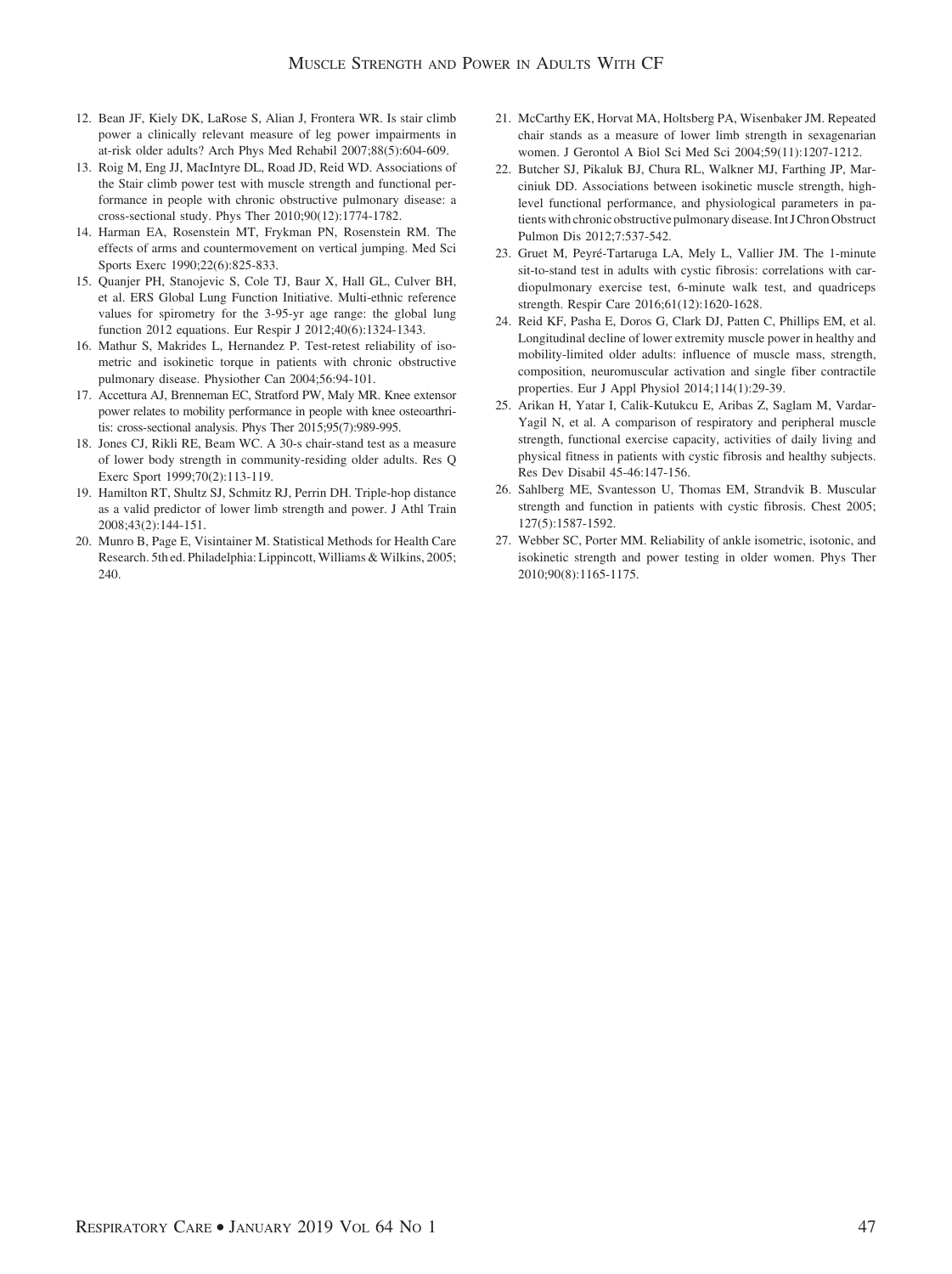12. Bean JF, Kiely DK, LaRose S, Alian J, Frontera WR. Is stair climb power a clinically relevant measure of leg power impairments in at-risk older adults? Arch Phys Med Rehabil 2007;88(5):604-609.
13. Roig M, Eng JJ, MacIntyre DL, Road JD, Reid WD. Associations of the Stair climb power test with muscle strength and functional performance in people with chronic obstructive pulmonary disease: a cross-sectional study. Phys Ther 2010;90(12):1774-1782.
14. Harman EA, Rosenstein MT, Frykman PN, Rosenstein RM. The effects of arms and countermovement on vertical jumping. Med Sci Sports Exerc 1990;22(6):825-833.
15. Quanjer PH, Stanojevic S, Cole TJ, Baur X, Hall GL, Culver BH, et al. ERS Global Lung Function Initiative. Multi-ethnic reference values for spirometry for the 3-95-yr age range: the global lung function 2012 equations. Eur Respir J 2012;40(6):1324-1343.
16. Mathur S, Makrides L, Hernandez P. Test-retest reliability of isometric and isokinetic torque in patients with chronic obstructive pulmonary disease. Physiother Can 2004;56:94-101.
17. Accettura AJ, Brenneman EC, Stratford PW, Maly MR. Knee extensor power relates to mobility performance in people with knee osteoarthritis: cross-sectional analysis. Phys Ther 2015;95(7):989-995.
18. Jones CJ, Rikli RE, Beam WC. A 30-s chair-stand test as a measure of lower body strength in community-residing older adults. Res Q Exerc Sport 1999;70(2):113-119.
19. Hamilton RT, Shultz SJ, Schmitz RJ, Perrin DH. Triple-hop distance as a valid predictor of lower limb strength and power. J Athl Train 2008;43(2):144-151.
20. Munro B, Page E, Visintainer M. Statistical Methods for Health Care Research. 5th ed. Philadelphia: Lippincott, Williams & Wilkins, 2005; 240.
21. McCarthy EK, Horvat MA, Holtsberg PA, Wisenbaker JM. Repeated chair stands as a measure of lower limb strength in sexagenarian women. J Gerontol A Biol Sci Med Sci 2004;59(11):1207-1212.
22. Butcher SJ, Pikaluk BJ, Chura RL, Walkner MJ, Farthing JP, Marciniuk DD. Associations between isokinetic muscle strength, high-level functional performance, and physiological parameters in patients with chronic obstructive pulmonary disease. Int J Chron Obstruct Pulmon Dis 2012;7:537-542.
23. Gruet M, Peyré-Tartaruga LA, Mely L, Vallier JM. The 1-minute sit-to-stand test in adults with cystic fibrosis: correlations with cardiopulmonary exercise test, 6-minute walk test, and quadriceps strength. Respir Care 2016;61(12):1620-1628.
24. Reid KF, Pasha E, Doros G, Clark DJ, Patten C, Phillips EM, et al. Longitudinal decline of lower extremity muscle power in healthy and mobility-limited older adults: influence of muscle mass, strength, composition, neuromuscular activation and single fiber contractile properties. Eur J Appl Physiol 2014;114(1):29-39.
25. Arikan H, Yatar I, Calik-Kutukcu E, Aribas Z, Saglam M, Vardar-Yagil N, et al. A comparison of respiratory and peripheral muscle strength, functional exercise capacity, activities of daily living and physical fitness in patients with cystic fibrosis and healthy subjects. Res Dev Disabil 45-46:147-156.
26. Sahlberg ME, Svantesson U, Thomas EM, Strandvik B. Muscular strength and function in patients with cystic fibrosis. Chest 2005; 127(5):1587-1592.
27. Webber SC, Porter MM. Reliability of ankle isometric, isotonic, and isokinetic strength and power testing in older women. Phys Ther 2010;90(8):1165-1175.